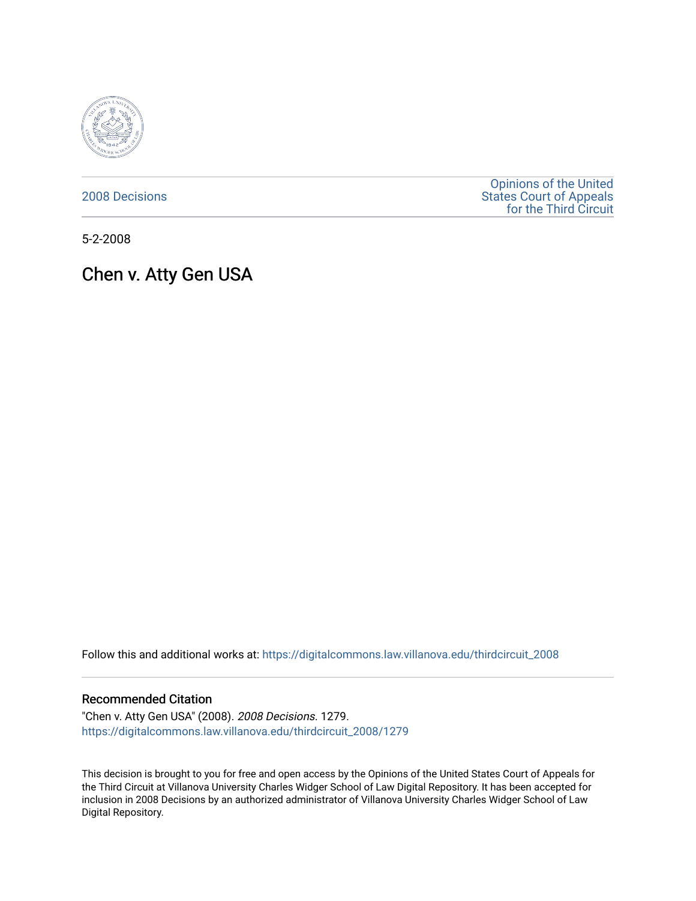2008 Decisions

Opinions of the United States Court of Appeals for the Third Circuit

5-2-2008

# Chen v. Atty Gen USA

Follow this and additional works at: https://digitalcommons.law.villanova.edu/thirdcircuit_2008

## Recommended Citation

"Chen v. Atty Gen USA" (2008). *2008 Decisions*. 1279.
https://digitalcommons.law.villanova.edu/thirdcircuit_2008/1279

This decision is brought to you for free and open access by the Opinions of the United States Court of Appeals for the Third Circuit at Villanova University Charles Widger School of Law Digital Repository. It has been accepted for inclusion in 2008 Decisions by an authorized administrator of Villanova University Charles Widger School of Law Digital Repository.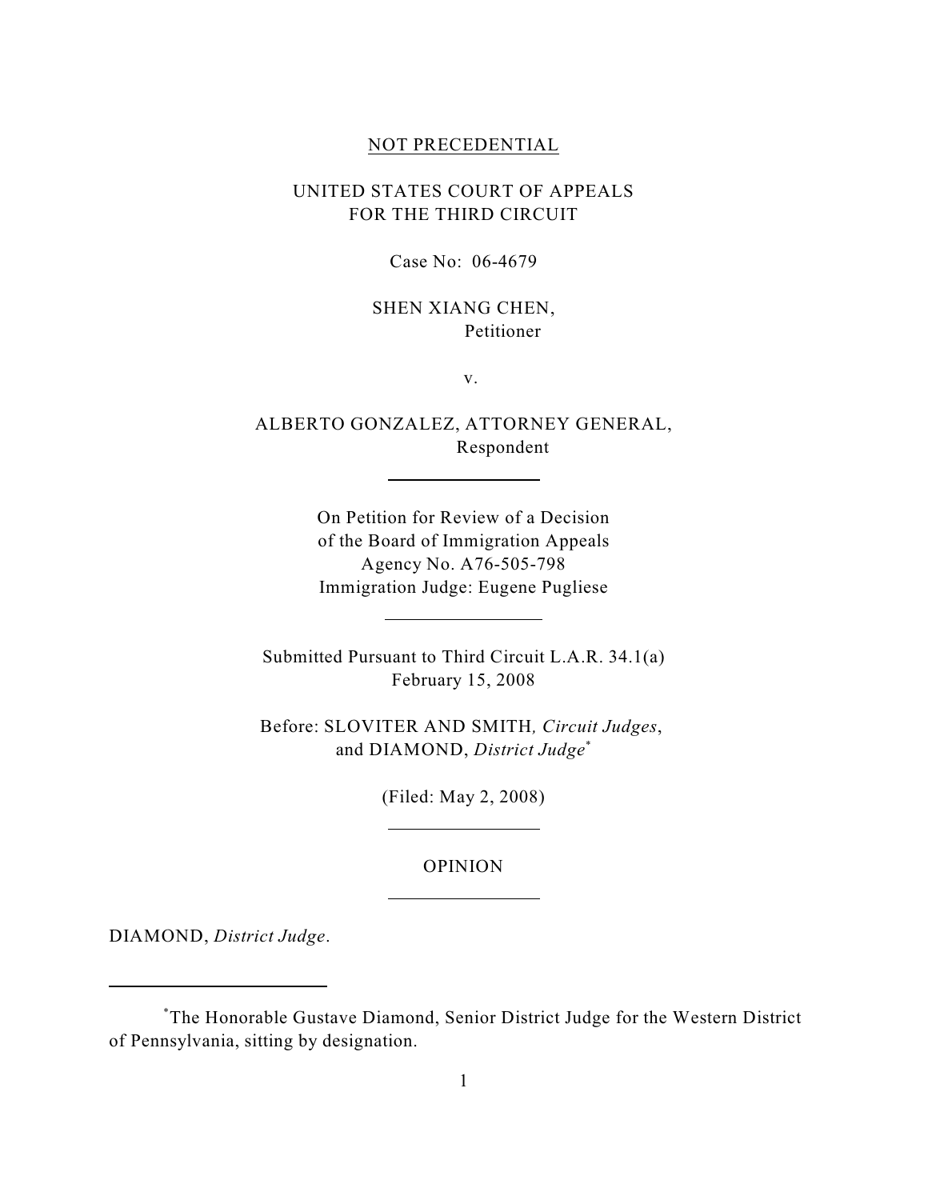NOT PRECEDENTIAL

UNITED STATES COURT OF APPEALS
FOR THE THIRD CIRCUIT

Case No: 06-4679

SHEN XIANG CHEN,
Petitioner

v.

ALBERTO GONZALEZ, ATTORNEY GENERAL,
Respondent

---

On Petition for Review of a Decision
of the Board of Immigration Appeals
Agency No. A76-505-798
Immigration Judge: Eugene Pugliese

---

Submitted Pursuant to Third Circuit L.A.R. 34.1(a)
February 15, 2008

Before: SLOVITER AND SMITH*, Circuit Judges*,
and DIAMOND, *District Judge*[*]

(Filed: May 2, 2008)

---

OPINION

---

DIAMOND, *District Judge*.

---

[*]The Honorable Gustave Diamond, Senior District Judge for the Western District of Pennsylvania, sitting by designation.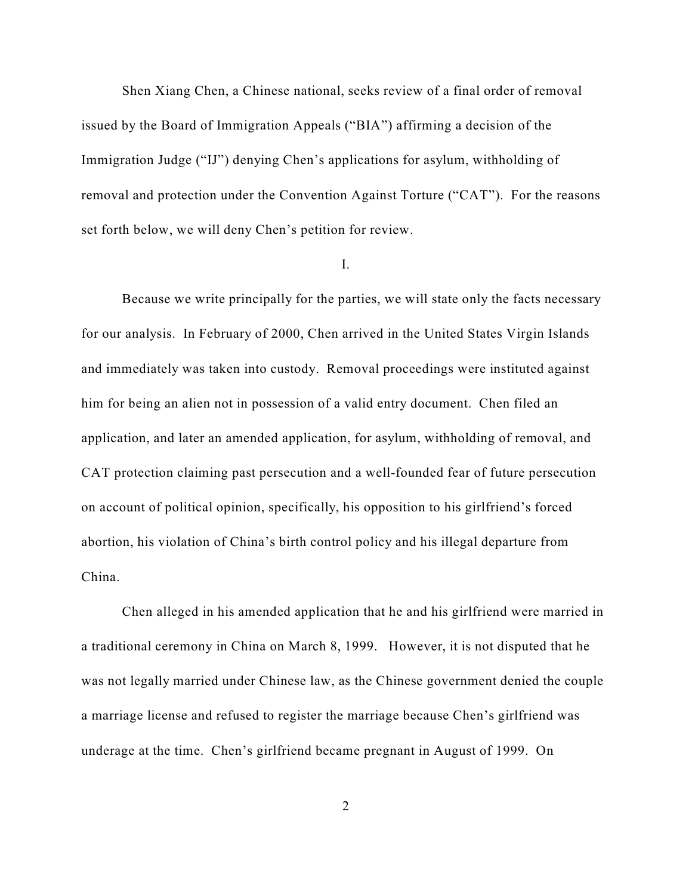Shen Xiang Chen, a Chinese national, seeks review of a final order of removal issued by the Board of Immigration Appeals ("BIA") affirming a decision of the Immigration Judge ("IJ") denying Chen's applications for asylum, withholding of removal and protection under the Convention Against Torture ("CAT"). For the reasons set forth below, we will deny Chen's petition for review.

I.

Because we write principally for the parties, we will state only the facts necessary for our analysis. In February of 2000, Chen arrived in the United States Virgin Islands and immediately was taken into custody. Removal proceedings were instituted against him for being an alien not in possession of a valid entry document. Chen filed an application, and later an amended application, for asylum, withholding of removal, and CAT protection claiming past persecution and a well-founded fear of future persecution on account of political opinion, specifically, his opposition to his girlfriend's forced abortion, his violation of China's birth control policy and his illegal departure from China.

Chen alleged in his amended application that he and his girlfriend were married in a traditional ceremony in China on March 8, 1999. However, it is not disputed that he was not legally married under Chinese law, as the Chinese government denied the couple a marriage license and refused to register the marriage because Chen's girlfriend was underage at the time. Chen's girlfriend became pregnant in August of 1999. On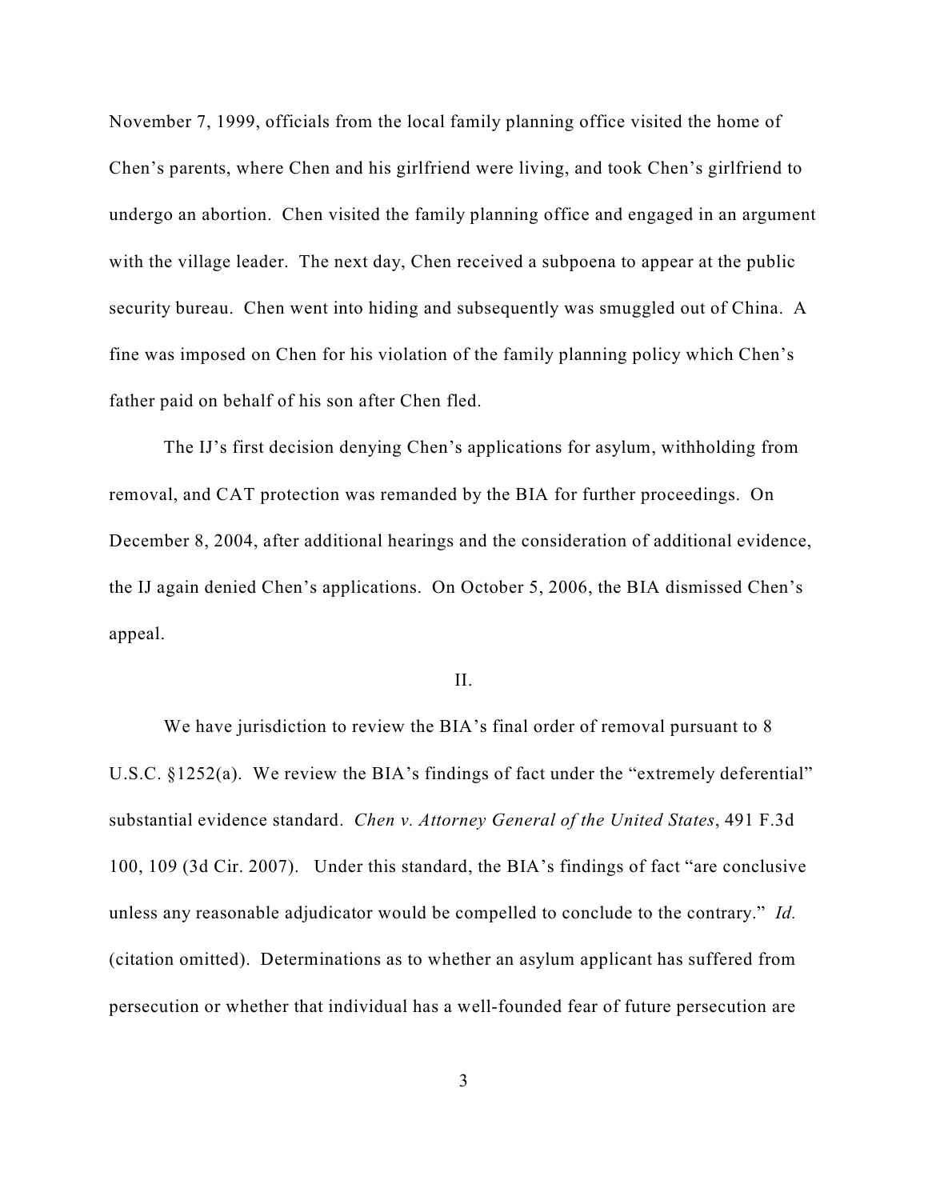November 7, 1999, officials from the local family planning office visited the home of Chen's parents, where Chen and his girlfriend were living, and took Chen's girlfriend to undergo an abortion. Chen visited the family planning office and engaged in an argument with the village leader. The next day, Chen received a subpoena to appear at the public security bureau. Chen went into hiding and subsequently was smuggled out of China. A fine was imposed on Chen for his violation of the family planning policy which Chen's father paid on behalf of his son after Chen fled.

The IJ's first decision denying Chen's applications for asylum, withholding from removal, and CAT protection was remanded by the BIA for further proceedings. On December 8, 2004, after additional hearings and the consideration of additional evidence, the IJ again denied Chen's applications. On October 5, 2006, the BIA dismissed Chen's appeal.

II.

We have jurisdiction to review the BIA's final order of removal pursuant to 8 U.S.C. §1252(a). We review the BIA's findings of fact under the "extremely deferential" substantial evidence standard. *Chen v. Attorney General of the United States*, 491 F.3d 100, 109 (3d Cir. 2007). Under this standard, the BIA's findings of fact "are conclusive unless any reasonable adjudicator would be compelled to conclude to the contrary." *Id.* (citation omitted). Determinations as to whether an asylum applicant has suffered from persecution or whether that individual has a well-founded fear of future persecution are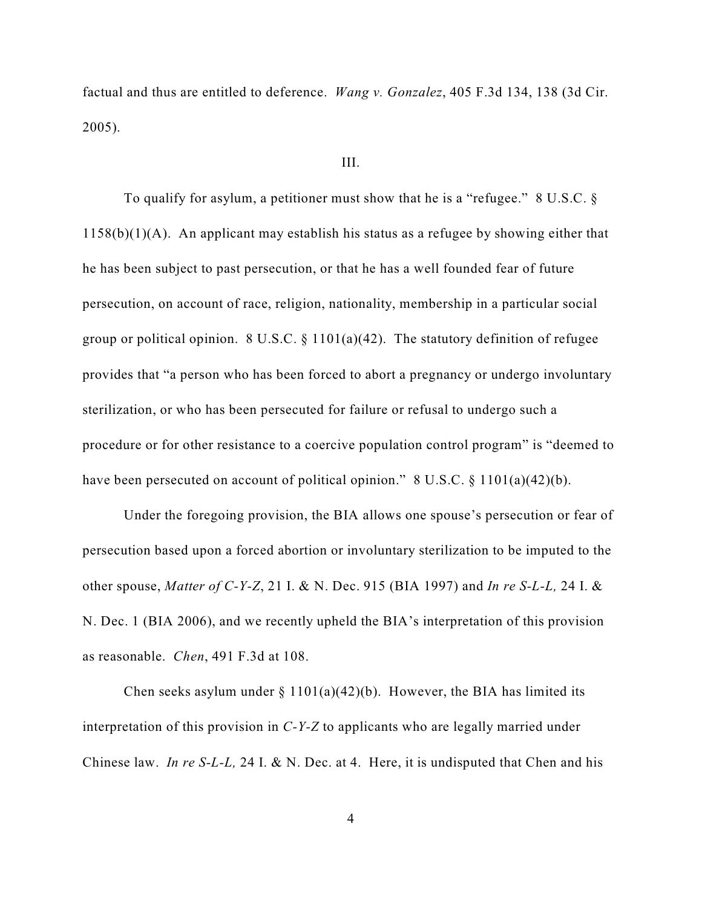factual and thus are entitled to deference. *Wang v. Gonzalez*, 405 F.3d 134, 138 (3d Cir. 2005).

III.

To qualify for asylum, a petitioner must show that he is a "refugee." 8 U.S.C. § 1158(b)(1)(A). An applicant may establish his status as a refugee by showing either that he has been subject to past persecution, or that he has a well founded fear of future persecution, on account of race, religion, nationality, membership in a particular social group or political opinion. 8 U.S.C. § 1101(a)(42). The statutory definition of refugee provides that "a person who has been forced to abort a pregnancy or undergo involuntary sterilization, or who has been persecuted for failure or refusal to undergo such a procedure or for other resistance to a coercive population control program" is "deemed to have been persecuted on account of political opinion." 8 U.S.C. § 1101(a)(42)(b).

Under the foregoing provision, the BIA allows one spouse's persecution or fear of persecution based upon a forced abortion or involuntary sterilization to be imputed to the other spouse, *Matter of C-Y-Z*, 21 I. & N. Dec. 915 (BIA 1997) and *In re S-L-L,* 24 I. & N. Dec. 1 (BIA 2006), and we recently upheld the BIA's interpretation of this provision as reasonable. *Chen*, 491 F.3d at 108.

Chen seeks asylum under § 1101(a)(42)(b). However, the BIA has limited its interpretation of this provision in *C-Y-Z* to applicants who are legally married under Chinese law. *In re S-L-L,* 24 I. & N. Dec. at 4. Here, it is undisputed that Chen and his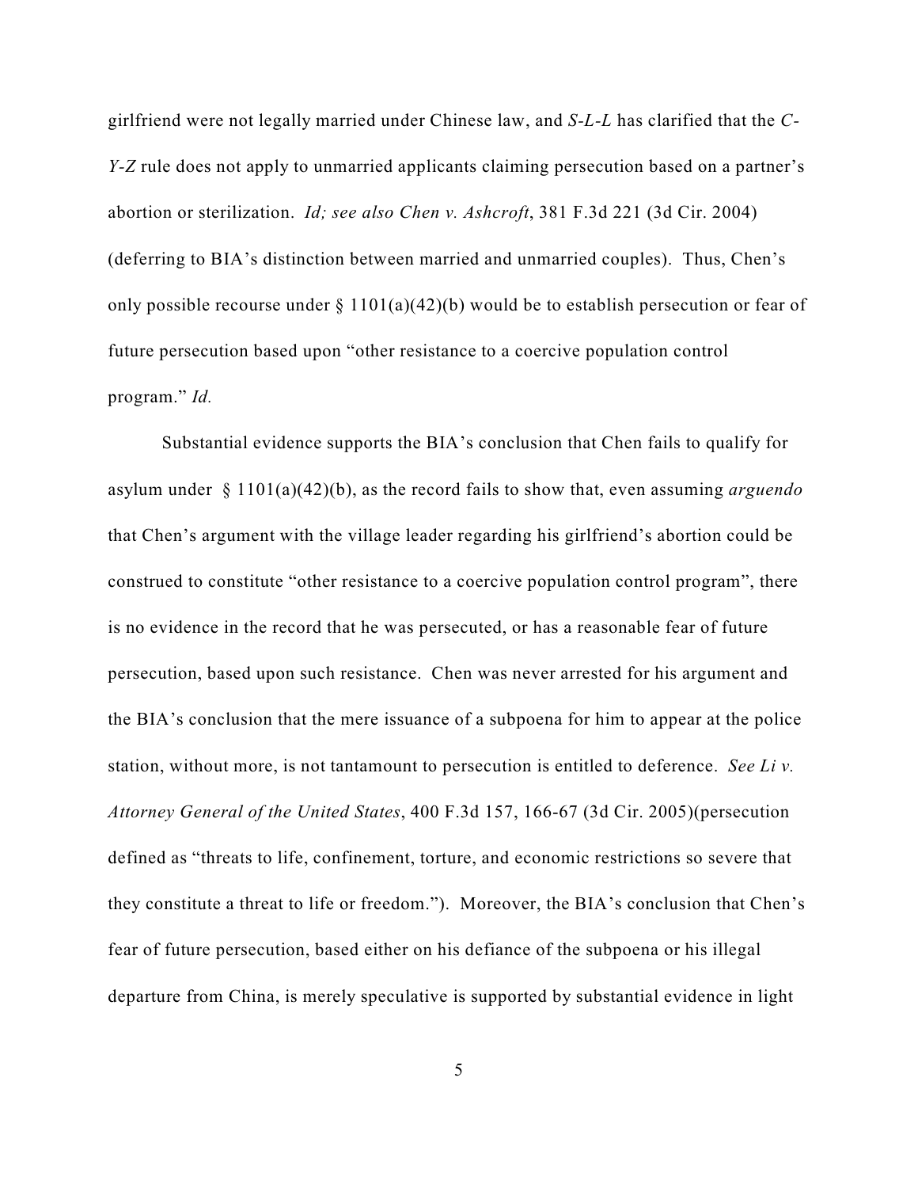girlfriend were not legally married under Chinese law, and *S-L-L* has clarified that the *C-Y-Z* rule does not apply to unmarried applicants claiming persecution based on a partner's abortion or sterilization. *Id; see also Chen v. Ashcroft*, 381 F.3d 221 (3d Cir. 2004) (deferring to BIA's distinction between married and unmarried couples). Thus, Chen's only possible recourse under § 1101(a)(42)(b) would be to establish persecution or fear of future persecution based upon "other resistance to a coercive population control program." *Id.*

Substantial evidence supports the BIA's conclusion that Chen fails to qualify for asylum under § 1101(a)(42)(b), as the record fails to show that, even assuming *arguendo* that Chen's argument with the village leader regarding his girlfriend's abortion could be construed to constitute "other resistance to a coercive population control program", there is no evidence in the record that he was persecuted, or has a reasonable fear of future persecution, based upon such resistance. Chen was never arrested for his argument and the BIA's conclusion that the mere issuance of a subpoena for him to appear at the police station, without more, is not tantamount to persecution is entitled to deference. *See Li v. Attorney General of the United States*, 400 F.3d 157, 166-67 (3d Cir. 2005)(persecution defined as "threats to life, confinement, torture, and economic restrictions so severe that they constitute a threat to life or freedom."). Moreover, the BIA's conclusion that Chen's fear of future persecution, based either on his defiance of the subpoena or his illegal departure from China, is merely speculative is supported by substantial evidence in light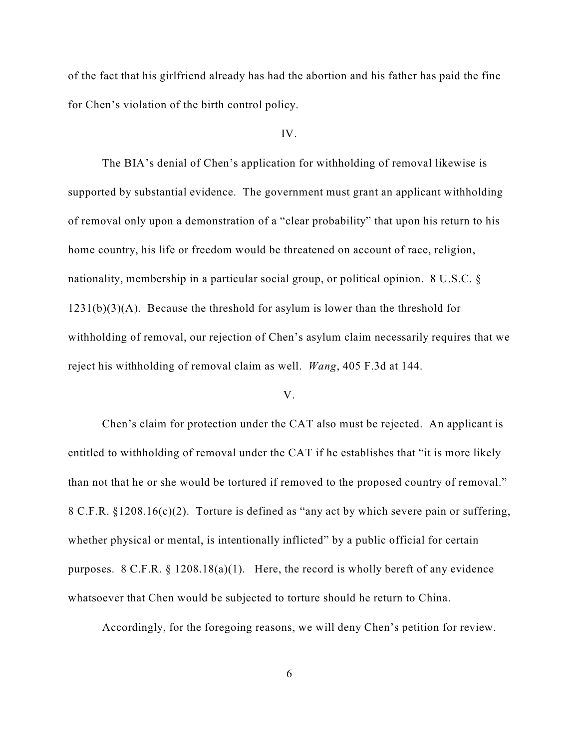of the fact that his girlfriend already has had the abortion and his father has paid the fine for Chen's violation of the birth control policy.

IV.

The BIA's denial of Chen's application for withholding of removal likewise is supported by substantial evidence. The government must grant an applicant withholding of removal only upon a demonstration of a "clear probability" that upon his return to his home country, his life or freedom would be threatened on account of race, religion, nationality, membership in a particular social group, or political opinion. 8 U.S.C. § 1231(b)(3)(A). Because the threshold for asylum is lower than the threshold for withholding of removal, our rejection of Chen's asylum claim necessarily requires that we reject his withholding of removal claim as well. *Wang*, 405 F.3d at 144.

V.

Chen's claim for protection under the CAT also must be rejected. An applicant is entitled to withholding of removal under the CAT if he establishes that "it is more likely than not that he or she would be tortured if removed to the proposed country of removal." 8 C.F.R. §1208.16(c)(2). Torture is defined as "any act by which severe pain or suffering, whether physical or mental, is intentionally inflicted" by a public official for certain purposes. 8 C.F.R. § 1208.18(a)(1). Here, the record is wholly bereft of any evidence whatsoever that Chen would be subjected to torture should he return to China.

Accordingly, for the foregoing reasons, we will deny Chen's petition for review.